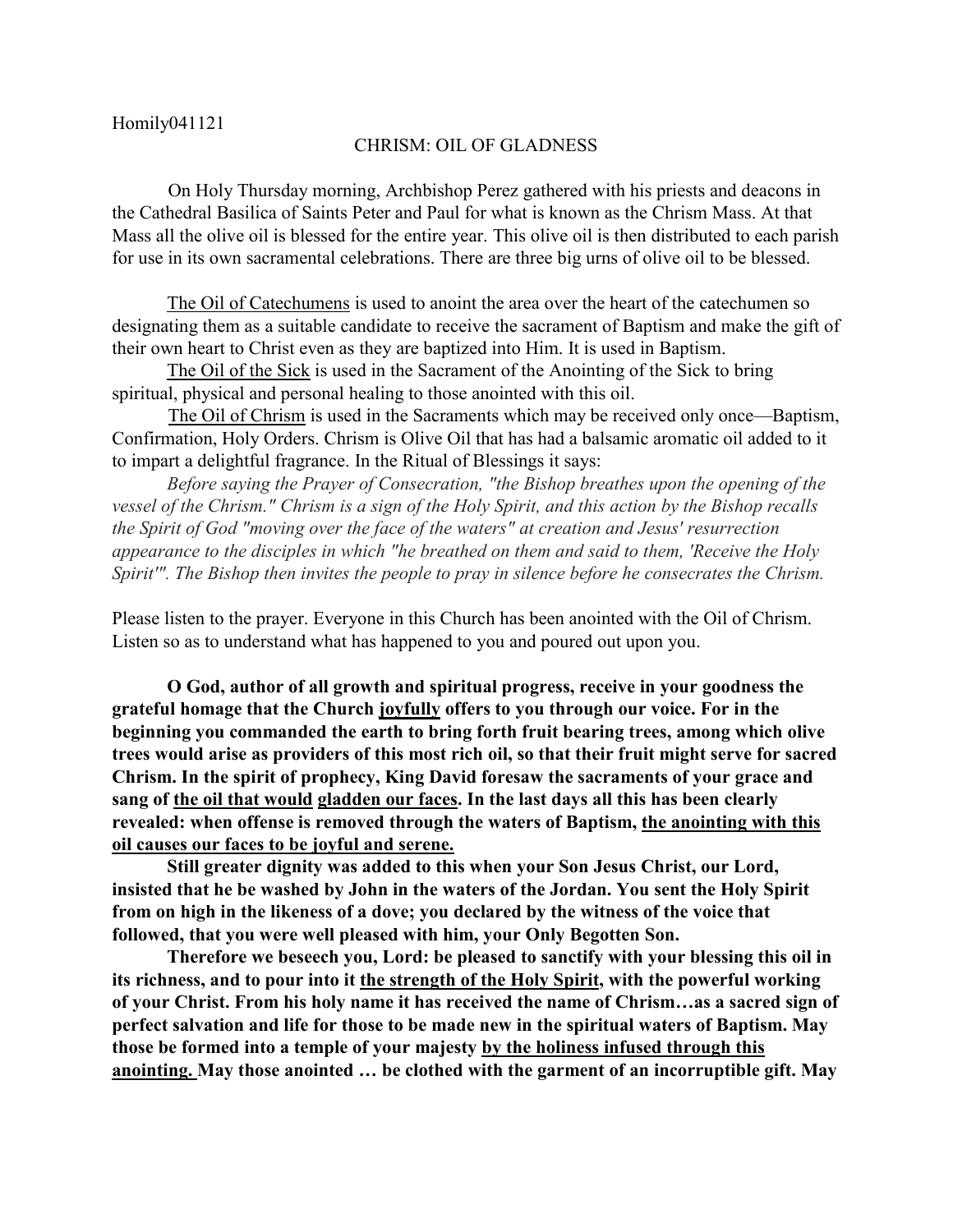Homily041121

# CHRISM: OIL OF GLADNESS

On Holy Thursday morning, Archbishop Perez gathered with his priests and deacons in the Cathedral Basilica of Saints Peter and Paul for what is known as the Chrism Mass. At that Mass all the olive oil is blessed for the entire year. This olive oil is then distributed to each parish for use in its own sacramental celebrations. There are three big urns of olive oil to be blessed.

<u>The Oil of Catechumens</u> is used to anoint the area over the heart of the catechumen so designating them as a suitable candidate to receive the sacrament of Baptism and make the gift of their own heart to Christ even as they are baptized into Him. It is used in Baptism.

<u>The Oil of the Sick</u> is used in the Sacrament of the Anointing of the Sick to bring spiritual, physical and personal healing to those anointed with this oil.

<u>The Oil of Chrism</u> is used in the Sacraments which may be received only once—Baptism, Confirmation, Holy Orders. Chrism is Olive Oil that has had a balsamic aromatic oil added to it to impart a delightful fragrance. In the Ritual of Blessings it says:

*Before saying the Prayer of Consecration, "the Bishop breathes upon the opening of the vessel of the Chrism." Chrism is a sign of the Holy Spirit, and this action by the Bishop recalls the Spirit of God "moving over the face of the waters" at creation and Jesus' resurrection appearance to the disciples in which "he breathed on them and said to them, 'Receive the Holy Spirit'". The Bishop then invites the people to pray in silence before he consecrates the Chrism.*

Please listen to the prayer. Everyone in this Church has been anointed with the Oil of Chrism. Listen so as to understand what has happened to you and poured out upon you.

**O God, author of all growth and spiritual progress, receive in your goodness the grateful homage that the Church <u>joyfully</u> offers to you through our voice. For in the beginning you commanded the earth to bring forth fruit bearing trees, among which olive trees would arise as providers of this most rich oil, so that their fruit might serve for sacred Chrism. In the spirit of prophecy, King David foresaw the sacraments of your grace and sang of <u>the oil that would gladden our faces</u>. In the last days all this has been clearly revealed: when offense is removed through the waters of Baptism, <u>the anointing with this oil causes our faces to be joyful and serene.</u>**

**Still greater dignity was added to this when your Son Jesus Christ, our Lord, insisted that he be washed by John in the waters of the Jordan. You sent the Holy Spirit from on high in the likeness of a dove; you declared by the witness of the voice that followed, that you were well pleased with him, your Only Begotten Son.**

**Therefore we beseech you, Lord: be pleased to sanctify with your blessing this oil in its richness, and to pour into it <u>the strength of the Holy Spirit</u>, with the powerful working of your Christ. From his holy name it has received the name of Chrism…as a sacred sign of perfect salvation and life for those to be made new in the spiritual waters of Baptism. May those be formed into a temple of your majesty <u>by the holiness infused through this anointing.</u> May those anointed … be clothed with the garment of an incorruptible gift. May**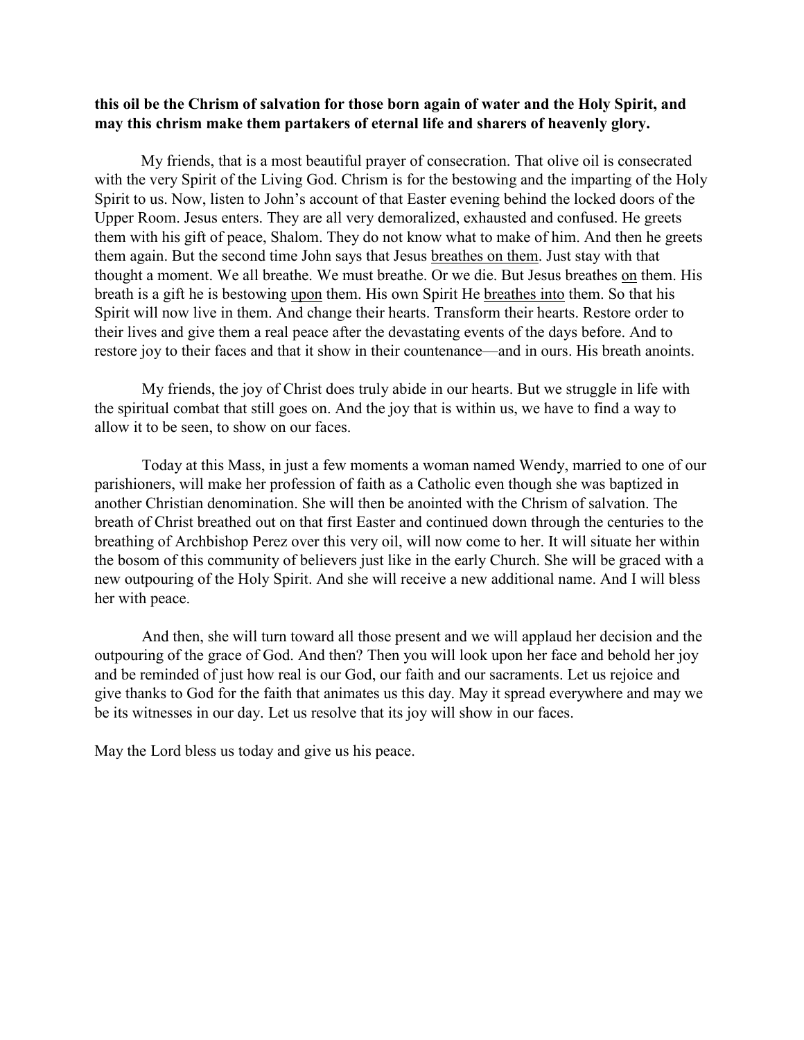**this oil be the Chrism of salvation for those born again of water and the Holy Spirit, and may this chrism make them partakers of eternal life and sharers of heavenly glory.**

My friends, that is a most beautiful prayer of consecration. That olive oil is consecrated with the very Spirit of the Living God. Chrism is for the bestowing and the imparting of the Holy Spirit to us. Now, listen to John's account of that Easter evening behind the locked doors of the Upper Room. Jesus enters. They are all very demoralized, exhausted and confused. He greets them with his gift of peace, Shalom. They do not know what to make of him. And then he greets them again. But the second time John says that Jesus <u>breathes on them</u>. Just stay with that thought a moment. We all breathe. We must breathe. Or we die. But Jesus breathes <u>on</u> them. His breath is a gift he is bestowing <u>upon</u> them. His own Spirit He <u>breathes into</u> them. So that his Spirit will now live in them. And change their hearts. Transform their hearts. Restore order to their lives and give them a real peace after the devastating events of the days before. And to restore joy to their faces and that it show in their countenance—and in ours. His breath anoints.

My friends, the joy of Christ does truly abide in our hearts. But we struggle in life with the spiritual combat that still goes on. And the joy that is within us, we have to find a way to allow it to be seen, to show on our faces.

Today at this Mass, in just a few moments a woman named Wendy, married to one of our parishioners, will make her profession of faith as a Catholic even though she was baptized in another Christian denomination. She will then be anointed with the Chrism of salvation. The breath of Christ breathed out on that first Easter and continued down through the centuries to the breathing of Archbishop Perez over this very oil, will now come to her. It will situate her within the bosom of this community of believers just like in the early Church. She will be graced with a new outpouring of the Holy Spirit. And she will receive a new additional name. And I will bless her with peace.

And then, she will turn toward all those present and we will applaud her decision and the outpouring of the grace of God. And then? Then you will look upon her face and behold her joy and be reminded of just how real is our God, our faith and our sacraments. Let us rejoice and give thanks to God for the faith that animates us this day. May it spread everywhere and may we be its witnesses in our day. Let us resolve that its joy will show in our faces.

May the Lord bless us today and give us his peace.